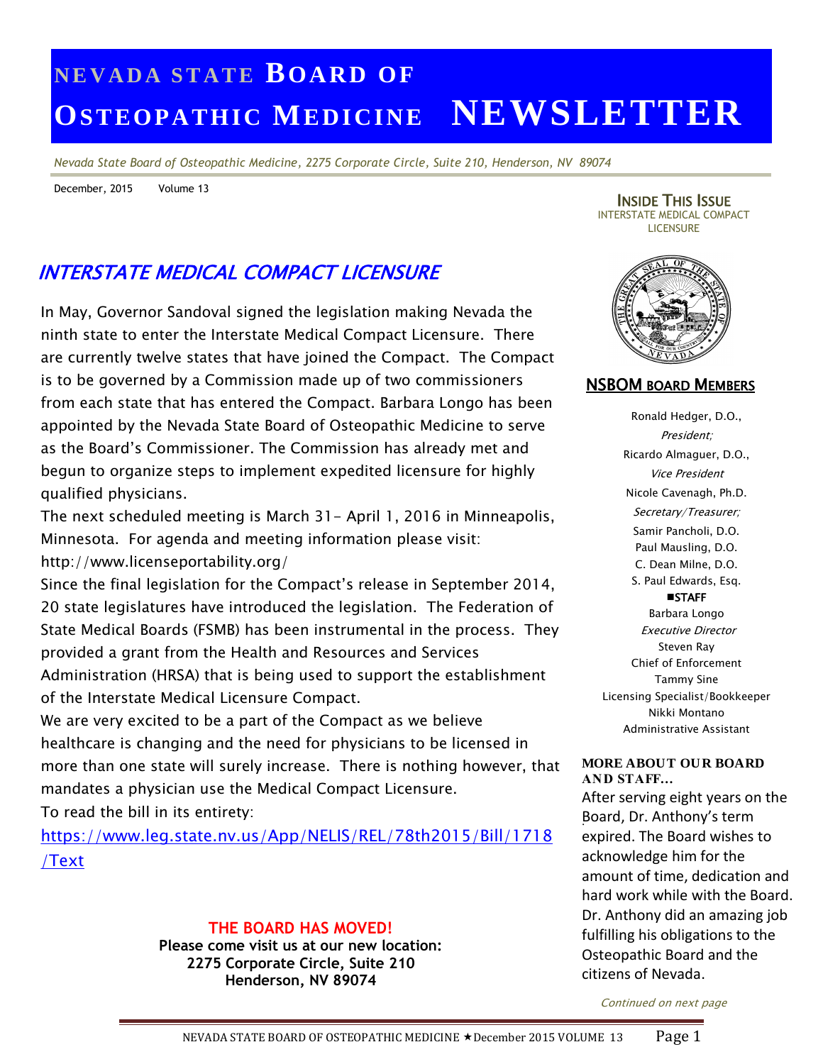# NEVADA STATE BOARD OF OSTEOPATHIC MEDICINE NEWSLETTER

*Nevada State Board of Osteopathic Medicine, 2275 Corporate Circle, Suite 210, Henderson, NV 89074*

December, 2015 Volume 13

## INTERSTATE MEDICAL COMPACT LICENSURE

In May, Governor Sandoval signed the legislation making Nevada the ninth state to enter the Interstate Medical Compact Licensure. There are currently twelve states that have joined the Compact. The Compact is to be governed by a Commission made up of two commissioners from each state that has entered the Compact. Barbara Longo has been appointed by the Nevada State Board of Osteopathic Medicine to serve as the Board's Commissioner. The Commission has already met and begun to organize steps to implement expedited licensure for highly qualified physicians.

The next scheduled meeting is March 31- April 1, 2016 in Minneapolis, Minnesota. For agenda and meeting information please visit: http://www.licenseportability.org/

Since the final legislation for the Compact's release in September 2014, 20 state legislatures have introduced the legislation. The Federation of State Medical Boards (FSMB) has been instrumental in the process. They provided a grant from the Health and Resources and Services Administration (HRSA) that is being used to support the establishment of the Interstate Medical Licensure Compact.

We are very excited to be a part of the Compact as we believe healthcare is changing and the need for physicians to be licensed in more than one state will surely increase. There is nothing however, that mandates a physician use the Medical Compact Licensure.

To read the bill in its entirety:

[https://www.leg.state.nv.us/App/NELIS/REL/78th2015/Bill/1718/Text](https://www.leg.state.nv.us/App/NELIS/REL/78th2015/Bill/1718/Text)

**THE BOARD HAS MOVED!**

**Please come visit us at our new location:**
**2275 Corporate Circle, Suite 210**
**Henderson, NV 89074**

**INSIDE THIS ISSUE**

INTERSTATE MEDICAL COMPACT LICENSURE

### NSBOM BOARD MEMBERS

Ronald Hedger, D.O., *President;*
Ricardo Almaguer, D.O., *Vice President*
Nicole Cavenagh, Ph.D. *Secretary/Treasurer;*
Samir Pancholi, D.O.
Paul Mausling, D.O.
C. Dean Milne, D.O.
S. Paul Edwards, Esq.

**STAFF**

Barbara Longo
*Executive Director*
Steven Ray
Chief of Enforcement
Tammy Sine
Licensing Specialist/Bookkeeper
Nikki Montano
Administrative Assistant

**MORE ABOUT OUR BOARD AND STAFF...**

After serving eight years on the Board, Dr. Anthony's term expired. The Board wishes to acknowledge him for the amount of time, dedication and hard work while with the Board. Dr. Anthony did an amazing job fulfilling his obligations to the Osteopathic Board and the citizens of Nevada.

*Continued on next page*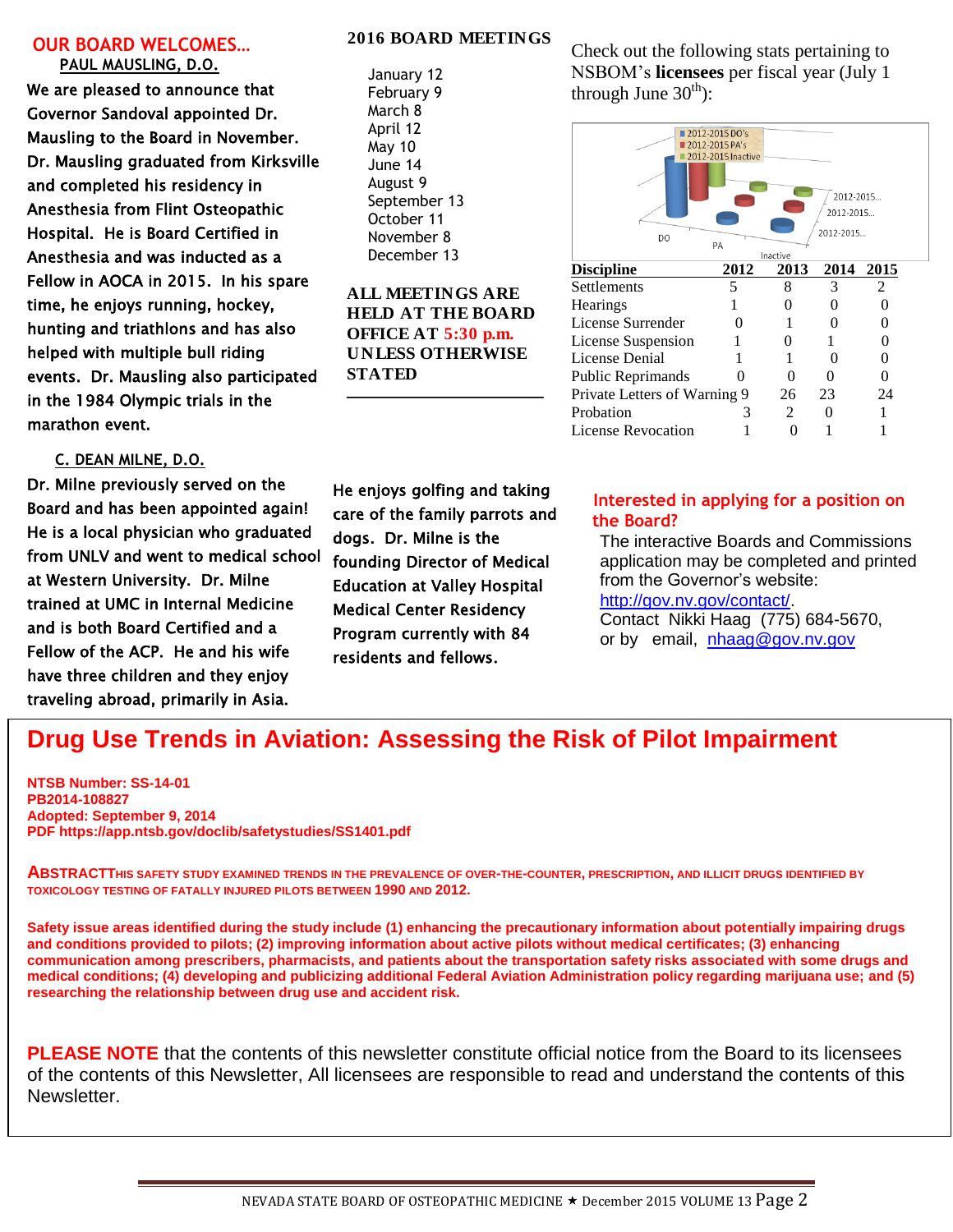## OUR BOARD WELCOMES…

### PAUL MAUSLING, D.O.

We are pleased to announce that Governor Sandoval appointed Dr. Mausling to the Board in November. Dr. Mausling graduated from Kirksville and completed his residency in Anesthesia from Flint Osteopathic Hospital. He is Board Certified in Anesthesia and was inducted as a Fellow in AOCA in 2015. In his spare time, he enjoys running, hockey, hunting and triathlons and has also helped with multiple bull riding events. Dr. Mausling also participated in the 1984 Olympic trials in the marathon event.

### C. DEAN MILNE, D.O.

Dr. Milne previously served on the Board and has been appointed again! He is a local physician who graduated from UNLV and went to medical school at Western University. Dr. Milne trained at UMC in Internal Medicine and is both Board Certified and a Fellow of the ACP. He and his wife have three children and they enjoy traveling abroad, primarily in Asia. He enjoys golfing and taking care of the family parrots and dogs. Dr. Milne is the founding Director of Medical Education at Valley Hospital Medical Center Residency Program currently with 84 residents and fellows.

## 2016 BOARD MEETINGS

- January 12
- February 9
- March 8
- April 12
- May 10
- June 14
- August 9
- September 13
- October 11
- November 8
- December 13

**ALL MEETINGS ARE HELD AT THE BOARD OFFICE AT 5:30 p.m. UNLESS OTHERWISE STATED**

Check out the following stats pertaining to NSBOM's **licensees** per fiscal year (July 1 through June 30th):

| Discipline | 2012 | 2013 | 2014 | 2015 |
|---|---|---|---|---|
| Settlements | 5 | 8 | 3 | 2 |
| Hearings | 1 | 0 | 0 | 0 |
| License Surrender | 0 | 1 | 0 | 0 |
| License Suspension | 1 | 0 | 1 | 0 |
| License Denial | 1 | 1 | 0 | 0 |
| Public Reprimands | 0 | 0 | 0 | 0 |
| Private Letters of Warning | 9 | 26 | 23 | 24 |
| Probation | 3 | 2 | 0 | 1 |
| License Revocation | 1 | 0 | 1 | 1 |

**Interested in applying for a position on the Board?**

The interactive Boards and Commissions application may be completed and printed from the Governor's website: http://gov.nv.gov/contact/.
Contact Nikki Haag (775) 684-5670, or by email, nhaag@gov.nv.gov

## Drug Use Trends in Aviation: Assessing the Risk of Pilot Impairment

**NTSB Number: SS-14-01**
**PB2014-108827**
**Adopted: September 9, 2014**
**PDF https://app.ntsb.gov/doclib/safetystudies/SS1401.pdf**

**ABSTRACT** THIS SAFETY STUDY EXAMINED TRENDS IN THE PREVALENCE OF OVER-THE-COUNTER, PRESCRIPTION, AND ILLICIT DRUGS IDENTIFIED BY TOXICOLOGY TESTING OF FATALLY INJURED PILOTS BETWEEN 1990 AND 2012.

**Safety issue areas identified during the study include (1) enhancing the precautionary information about potentially impairing drugs and conditions provided to pilots; (2) improving information about active pilots without medical certificates; (3) enhancing communication among prescribers, pharmacists, and patients about the transportation safety risks associated with some drugs and medical conditions; (4) developing and publicizing additional Federal Aviation Administration policy regarding marijuana use; and (5) researching the relationship between drug use and accident risk.**

**PLEASE NOTE** that the contents of this newsletter constitute official notice from the Board to its licensees of the contents of this Newsletter, All licensees are responsible to read and understand the contents of this Newsletter.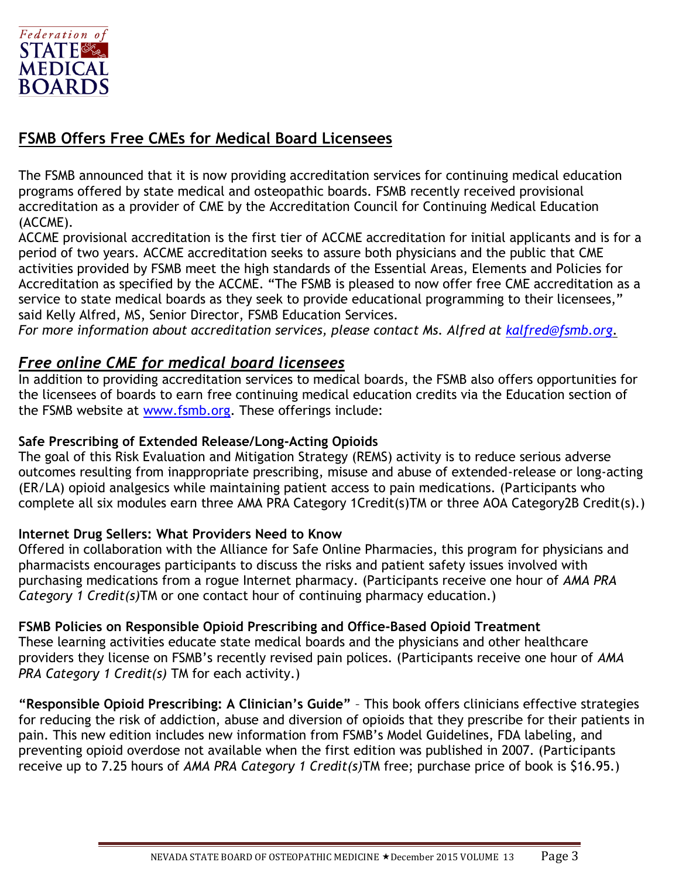Federation of STATE MEDICAL BOARDS

## FSMB Offers Free CMEs for Medical Board Licensees

The FSMB announced that it is now providing accreditation services for continuing medical education programs offered by state medical and osteopathic boards. FSMB recently received provisional accreditation as a provider of CME by the Accreditation Council for Continuing Medical Education (ACCME).

ACCME provisional accreditation is the first tier of ACCME accreditation for initial applicants and is for a period of two years. ACCME accreditation seeks to assure both physicians and the public that CME activities provided by FSMB meet the high standards of the Essential Areas, Elements and Policies for Accreditation as specified by the ACCME. "The FSMB is pleased to now offer free CME accreditation as a service to state medical boards as they seek to provide educational programming to their licensees," said Kelly Alfred, MS, Senior Director, FSMB Education Services.

*For more information about accreditation services, please contact Ms. Alfred at kalfred@fsmb.org.*

### *Free online CME for medical board licensees*

In addition to providing accreditation services to medical boards, the FSMB also offers opportunities for the licensees of boards to earn free continuing medical education credits via the Education section of the FSMB website at www.fsmb.org. These offerings include:

**Safe Prescribing of Extended Release/Long-Acting Opioids**

The goal of this Risk Evaluation and Mitigation Strategy (REMS) activity is to reduce serious adverse outcomes resulting from inappropriate prescribing, misuse and abuse of extended-release or long-acting (ER/LA) opioid analgesics while maintaining patient access to pain medications. (Participants who complete all six modules earn three AMA PRA Category 1Credit(s)TM or three AOA Category2B Credit(s).)

**Internet Drug Sellers: What Providers Need to Know**

Offered in collaboration with the Alliance for Safe Online Pharmacies, this program for physicians and pharmacists encourages participants to discuss the risks and patient safety issues involved with purchasing medications from a rogue Internet pharmacy. (Participants receive one hour of *AMA PRA Category 1 Credit(s)*TM or one contact hour of continuing pharmacy education.)

**FSMB Policies on Responsible Opioid Prescribing and Office-Based Opioid Treatment**

These learning activities educate state medical boards and the physicians and other healthcare providers they license on FSMB's recently revised pain polices. (Participants receive one hour of *AMA PRA Category 1 Credit(s)* TM for each activity.)

**"Responsible Opioid Prescribing: A Clinician's Guide"** – This book offers clinicians effective strategies for reducing the risk of addiction, abuse and diversion of opioids that they prescribe for their patients in pain. This new edition includes new information from FSMB's Model Guidelines, FDA labeling, and preventing opioid overdose not available when the first edition was published in 2007. (Participants receive up to 7.25 hours of *AMA PRA Category 1 Credit(s)*TM free; purchase price of book is $16.95.)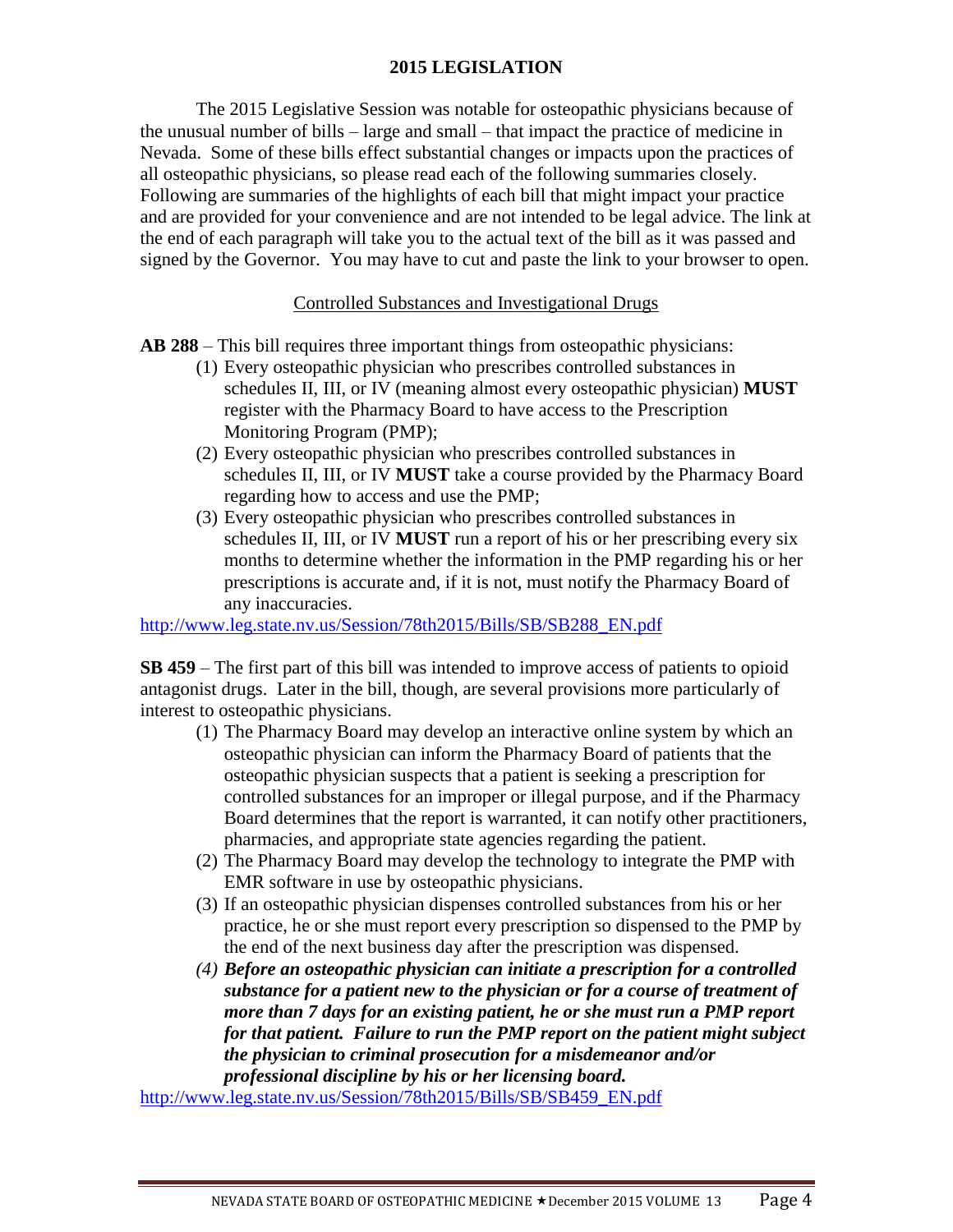## 2015 LEGISLATION

The 2015 Legislative Session was notable for osteopathic physicians because of the unusual number of bills – large and small – that impact the practice of medicine in Nevada. Some of these bills effect substantial changes or impacts upon the practices of all osteopathic physicians, so please read each of the following summaries closely. Following are summaries of the highlights of each bill that might impact your practice and are provided for your convenience and are not intended to be legal advice. The link at the end of each paragraph will take you to the actual text of the bill as it was passed and signed by the Governor. You may have to cut and paste the link to your browser to open.

### Controlled Substances and Investigational Drugs

**AB 288** – This bill requires three important things from osteopathic physicians:

1. Every osteopathic physician who prescribes controlled substances in schedules II, III, or IV (meaning almost every osteopathic physician) **MUST** register with the Pharmacy Board to have access to the Prescription Monitoring Program (PMP);
2. Every osteopathic physician who prescribes controlled substances in schedules II, III, or IV **MUST** take a course provided by the Pharmacy Board regarding how to access and use the PMP;
3. Every osteopathic physician who prescribes controlled substances in schedules II, III, or IV **MUST** run a report of his or her prescribing every six months to determine whether the information in the PMP regarding his or her prescriptions is accurate and, if it is not, must notify the Pharmacy Board of any inaccuracies.

http://www.leg.state.nv.us/Session/78th2015/Bills/SB/SB288_EN.pdf

**SB 459** – The first part of this bill was intended to improve access of patients to opioid antagonist drugs. Later in the bill, though, are several provisions more particularly of interest to osteopathic physicians.

1. The Pharmacy Board may develop an interactive online system by which an osteopathic physician can inform the Pharmacy Board of patients that the osteopathic physician suspects that a patient is seeking a prescription for controlled substances for an improper or illegal purpose, and if the Pharmacy Board determines that the report is warranted, it can notify other practitioners, pharmacies, and appropriate state agencies regarding the patient.
2. The Pharmacy Board may develop the technology to integrate the PMP with EMR software in use by osteopathic physicians.
3. If an osteopathic physician dispenses controlled substances from his or her practice, he or she must report every prescription so dispensed to the PMP by the end of the next business day after the prescription was dispensed.
4. ***Before an osteopathic physician can initiate a prescription for a controlled substance for a patient new to the physician or for a course of treatment of more than 7 days for an existing patient, he or she must run a PMP report for that patient. Failure to run the PMP report on the patient might subject the physician to criminal prosecution for a misdemeanor and/or professional discipline by his or her licensing board.***

http://www.leg.state.nv.us/Session/78th2015/Bills/SB/SB459_EN.pdf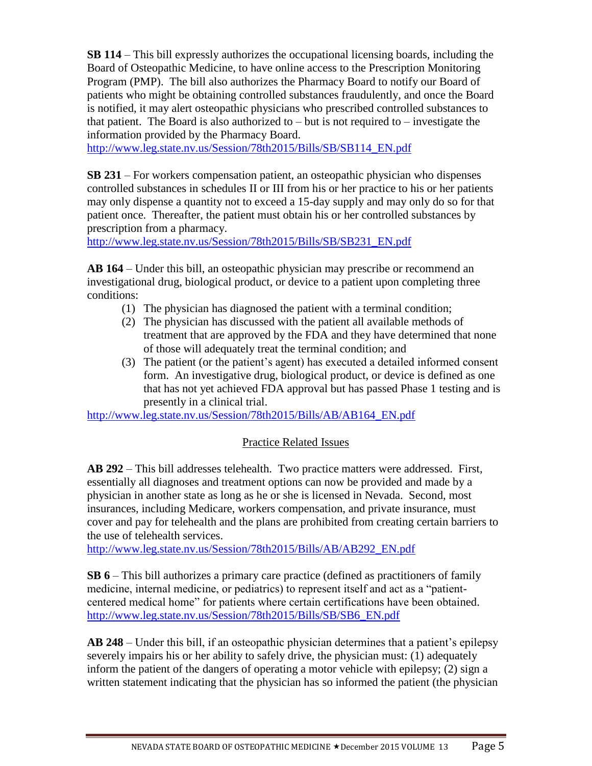**SB 114** – This bill expressly authorizes the occupational licensing boards, including the Board of Osteopathic Medicine, to have online access to the Prescription Monitoring Program (PMP). The bill also authorizes the Pharmacy Board to notify our Board of patients who might be obtaining controlled substances fraudulently, and once the Board is notified, it may alert osteopathic physicians who prescribed controlled substances to that patient. The Board is also authorized to – but is not required to – investigate the information provided by the Pharmacy Board.
http://www.leg.state.nv.us/Session/78th2015/Bills/SB/SB114_EN.pdf

**SB 231** – For workers compensation patient, an osteopathic physician who dispenses controlled substances in schedules II or III from his or her practice to his or her patients may only dispense a quantity not to exceed a 15-day supply and may only do so for that patient once. Thereafter, the patient must obtain his or her controlled substances by prescription from a pharmacy.
http://www.leg.state.nv.us/Session/78th2015/Bills/SB/SB231_EN.pdf

**AB 164** – Under this bill, an osteopathic physician may prescribe or recommend an investigational drug, biological product, or device to a patient upon completing three conditions:

1. The physician has diagnosed the patient with a terminal condition;
2. The physician has discussed with the patient all available methods of treatment that are approved by the FDA and they have determined that none of those will adequately treat the terminal condition; and
3. The patient (or the patient's agent) has executed a detailed informed consent form. An investigative drug, biological product, or device is defined as one that has not yet achieved FDA approval but has passed Phase 1 testing and is presently in a clinical trial.

http://www.leg.state.nv.us/Session/78th2015/Bills/AB/AB164_EN.pdf

## Practice Related Issues

**AB 292** – This bill addresses telehealth. Two practice matters were addressed. First, essentially all diagnoses and treatment options can now be provided and made by a physician in another state as long as he or she is licensed in Nevada. Second, most insurances, including Medicare, workers compensation, and private insurance, must cover and pay for telehealth and the plans are prohibited from creating certain barriers to the use of telehealth services.
http://www.leg.state.nv.us/Session/78th2015/Bills/AB/AB292_EN.pdf

**SB 6** – This bill authorizes a primary care practice (defined as practitioners of family medicine, internal medicine, or pediatrics) to represent itself and act as a "patient-centered medical home" for patients where certain certifications have been obtained.
http://www.leg.state.nv.us/Session/78th2015/Bills/SB/SB6_EN.pdf

**AB 248** – Under this bill, if an osteopathic physician determines that a patient's epilepsy severely impairs his or her ability to safely drive, the physician must: (1) adequately inform the patient of the dangers of operating a motor vehicle with epilepsy; (2) sign a written statement indicating that the physician has so informed the patient (the physician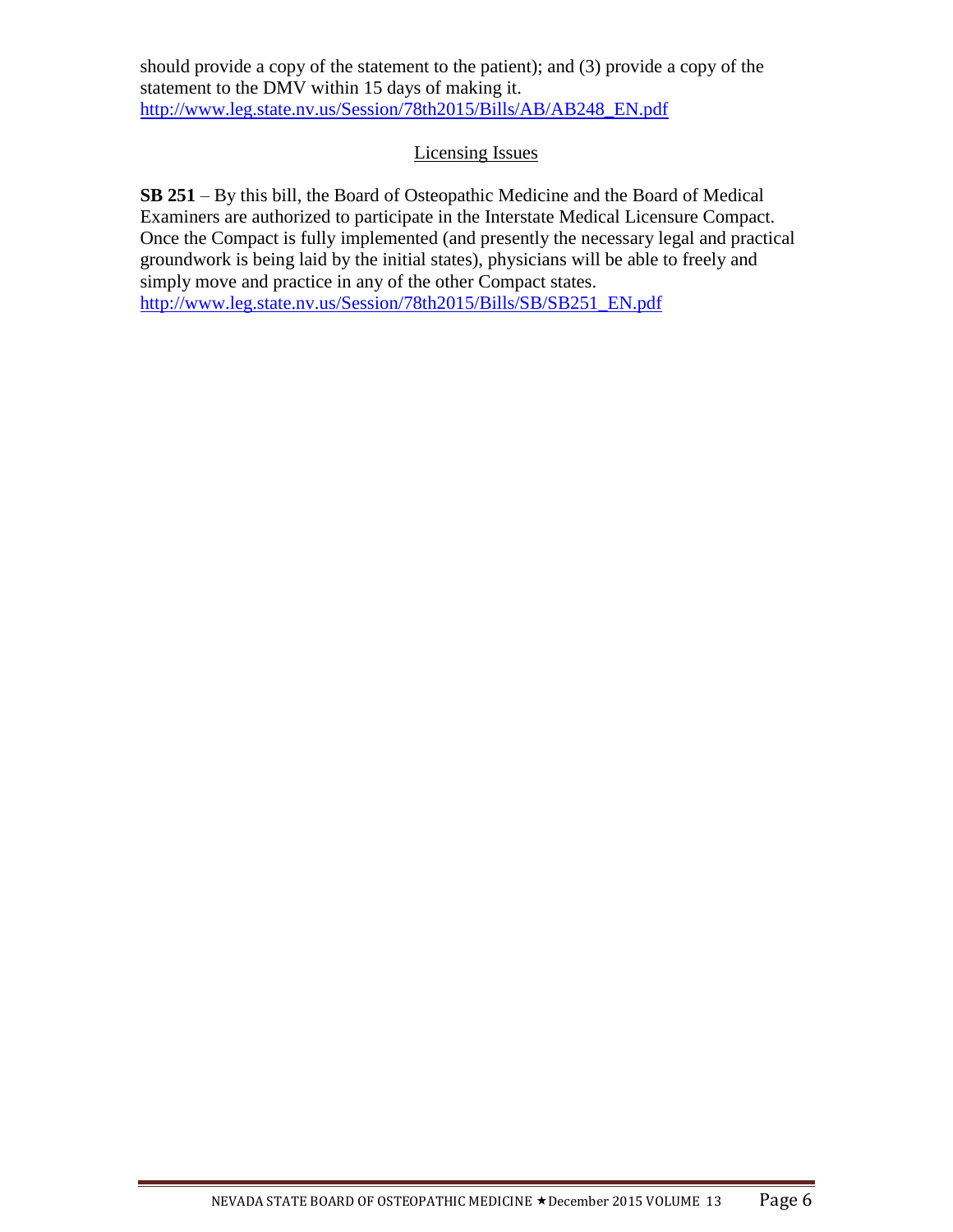should provide a copy of the statement to the patient); and (3) provide a copy of the statement to the DMV within 15 days of making it.
http://www.leg.state.nv.us/Session/78th2015/Bills/AB/AB248_EN.pdf

## Licensing Issues

**SB 251** – By this bill, the Board of Osteopathic Medicine and the Board of Medical Examiners are authorized to participate in the Interstate Medical Licensure Compact. Once the Compact is fully implemented (and presently the necessary legal and practical groundwork is being laid by the initial states), physicians will be able to freely and simply move and practice in any of the other Compact states.
http://www.leg.state.nv.us/Session/78th2015/Bills/SB/SB251_EN.pdf